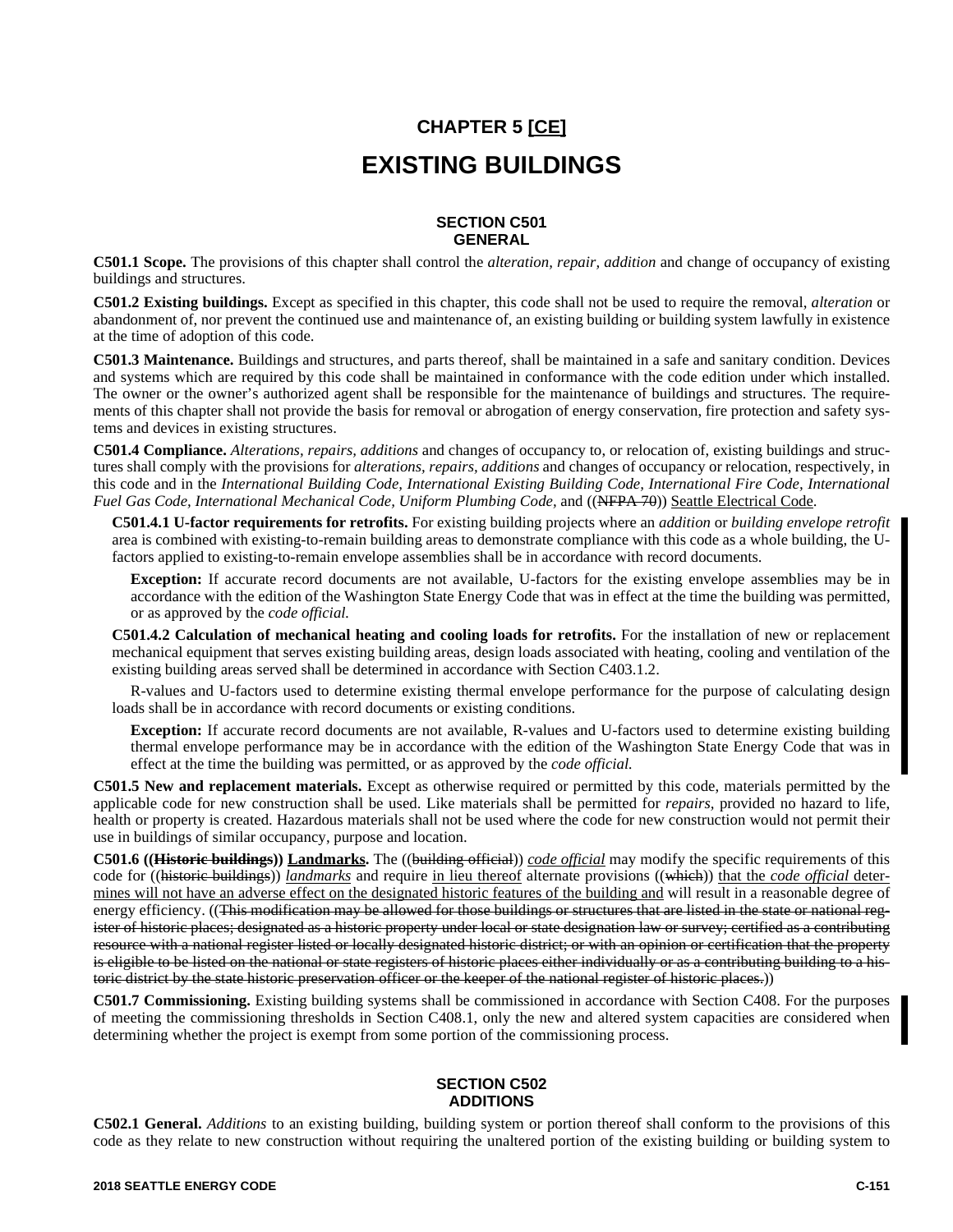# CHAPTER 5 [CE]

# EXISTING BUILDINGS

## SECTION C501 GENERAL

**C501.1 Scope.** The provisions of this chapter shall control the *alteration, repair, addition* and change of occupancy of existing buildings and structures.

**C501.2 Existing buildings.** Except as specified in this chapter, this code shall not be used to require the removal, *alteration* or abandonment of, nor prevent the continued use and maintenance of, an existing building or building system lawfully in existence at the time of adoption of this code.

**C501.3 Maintenance.** Buildings and structures, and parts thereof, shall be maintained in a safe and sanitary condition. Devices and systems which are required by this code shall be maintained in conformance with the code edition under which installed. The owner or the owner's authorized agent shall be responsible for the maintenance of buildings and structures. The requirements of this chapter shall not provide the basis for removal or abrogation of energy conservation, fire protection and safety systems and devices in existing structures.

**C501.4 Compliance.** *Alterations, repairs, additions* and changes of occupancy to, or relocation of, existing buildings and structures shall comply with the provisions for *alterations, repairs, additions* and changes of occupancy or relocation, respectively, in this code and in the *International Building Code, International Existing Building Code, International Fire Code, International Fuel Gas Code, International Mechanical Code, Uniform Plumbing Code,* and ((~~NFPA 70~~)) Seattle Electrical Code.

**C501.4.1 U-factor requirements for retrofits.** For existing building projects where an *addition* or *building envelope retrofit* area is combined with existing-to-remain building areas to demonstrate compliance with this code as a whole building, the U-factors applied to existing-to-remain envelope assemblies shall be in accordance with record documents.

**Exception:** If accurate record documents are not available, U-factors for the existing envelope assemblies may be in accordance with the edition of the Washington State Energy Code that was in effect at the time the building was permitted, or as approved by the *code official.*

**C501.4.2 Calculation of mechanical heating and cooling loads for retrofits.** For the installation of new or replacement mechanical equipment that serves existing building areas, design loads associated with heating, cooling and ventilation of the existing building areas served shall be determined in accordance with Section C403.1.2.

R-values and U-factors used to determine existing thermal envelope performance for the purpose of calculating design loads shall be in accordance with record documents or existing conditions.

**Exception:** If accurate record documents are not available, R-values and U-factors used to determine existing building thermal envelope performance may be in accordance with the edition of the Washington State Energy Code that was in effect at the time the building was permitted, or as approved by the *code official.*

**C501.5 New and replacement materials.** Except as otherwise required or permitted by this code, materials permitted by the applicable code for new construction shall be used. Like materials shall be permitted for *repairs*, provided no hazard to life, health or property is created. Hazardous materials shall not be used where the code for new construction would not permit their use in buildings of similar occupancy, purpose and location.

**C501.6 ((~~Historic buildings~~)) Landmarks.** The ((~~building official~~)) *code official* may modify the specific requirements of this code for ((~~historic buildings~~)) *landmarks* and require in lieu thereof alternate provisions ((~~which~~)) that the *code official* determines will not have an adverse effect on the designated historic features of the building and will result in a reasonable degree of energy efficiency. ((~~This modification may be allowed for those buildings or structures that are listed in the state or national register of historic places; designated as a historic property under local or state designation law or survey; certified as a contributing resource with a national register listed or locally designated historic district; or with an opinion or certification that the property is eligible to be listed on the national or state registers of historic places either individually or as a contributing building to a historic district by the state historic preservation officer or the keeper of the national register of historic places.~~))

**C501.7 Commissioning.** Existing building systems shall be commissioned in accordance with Section C408. For the purposes of meeting the commissioning thresholds in Section C408.1, only the new and altered system capacities are considered when determining whether the project is exempt from some portion of the commissioning process.

## SECTION C502 ADDITIONS

**C502.1 General.** *Additions* to an existing building, building system or portion thereof shall conform to the provisions of this code as they relate to new construction without requiring the unaltered portion of the existing building or building system to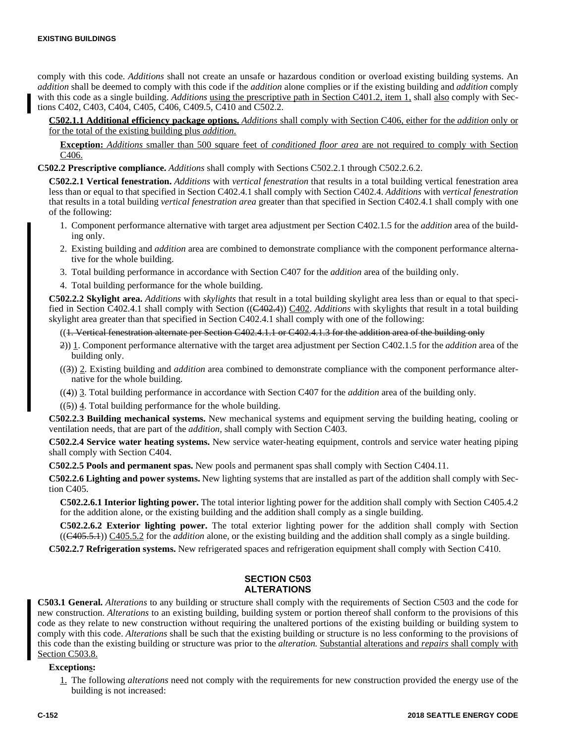comply with this code. *Additions* shall not create an unsafe or hazardous condition or overload existing building systems. An *addition* shall be deemed to comply with this code if the *addition* alone complies or if the existing building and *addition* comply with this code as a single building. *Additions* using the prescriptive path in Section C401.2, item 1, shall also comply with Sections C402, C403, C404, C405, C406, C409.5, C410 and C502.2.

**C502.1.1 Additional efficiency package options.** *Additions* shall comply with Section C406, either for the *addition* only or for the total of the existing building plus *addition.*

**Exception:** *Additions* smaller than 500 square feet of *conditioned floor area* are not required to comply with Section C406.

**C502.2 Prescriptive compliance.** *Additions* shall comply with Sections C502.2.1 through C502.2.6.2.

**C502.2.1 Vertical fenestration.** *Additions* with *vertical fenestration* that results in a total building vertical fenestration area less than or equal to that specified in Section C402.4.1 shall comply with Section C402.4. *Additions* with *vertical fenestration* that results in a total building *vertical fenestration area* greater than that specified in Section C402.4.1 shall comply with one of the following:

1. Component performance alternative with target area adjustment per Section C402.1.5 for the *addition* area of the building only.
2. Existing building and *addition* area are combined to demonstrate compliance with the component performance alternative for the whole building.
3. Total building performance in accordance with Section C407 for the *addition* area of the building only.
4. Total building performance for the whole building.

**C502.2.2 Skylight area.** *Additions* with *skylights* that result in a total building skylight area less than or equal to that specified in Section C402.4.1 shall comply with Section ((~~C402.4~~)) C402. *Additions* with skylights that result in a total building skylight area greater than that specified in Section C402.4.1 shall comply with one of the following:

((~~1. Vertical fenestration alternate per Section C402.4.1.1 or C402.4.1.3 for the addition area of the building only~~

~~2~~)) 1. Component performance alternative with the target area adjustment per Section C402.1.5 for the *addition* area of the building only.

((~~3~~)) 2. Existing building and *addition* area combined to demonstrate compliance with the component performance alternative for the whole building.

((~~4~~)) 3. Total building performance in accordance with Section C407 for the *addition* area of the building only.

((~~5~~)) 4. Total building performance for the whole building.

**C502.2.3 Building mechanical systems.** New mechanical systems and equipment serving the building heating, cooling or ventilation needs, that are part of the *addition,* shall comply with Section C403.

**C502.2.4 Service water heating systems.** New service water-heating equipment, controls and service water heating piping shall comply with Section C404.

**C502.2.5 Pools and permanent spas.** New pools and permanent spas shall comply with Section C404.11.

**C502.2.6 Lighting and power systems.** New lighting systems that are installed as part of the addition shall comply with Section C405.

**C502.2.6.1 Interior lighting power.** The total interior lighting power for the addition shall comply with Section C405.4.2 for the addition alone, or the existing building and the addition shall comply as a single building.

**C502.2.6.2 Exterior lighting power.** The total exterior lighting power for the addition shall comply with Section ((~~C405.5.1~~)) C405.5.2 for the *addition* alone, or the existing building and the addition shall comply as a single building.

**C502.2.7 Refrigeration systems.** New refrigerated spaces and refrigeration equipment shall comply with Section C410.

## SECTION C503
## ALTERATIONS

**C503.1 General.** *Alterations* to any building or structure shall comply with the requirements of Section C503 and the code for new construction. *Alterations* to an existing building, building system or portion thereof shall conform to the provisions of this code as they relate to new construction without requiring the unaltered portions of the existing building or building system to comply with this code. *Alterations* shall be such that the existing building or structure is no less conforming to the provisions of this code than the existing building or structure was prior to the *alteration.* Substantial alterations and *repairs* shall comply with Section C503.8.

**Exceptions:**

1. The following *alterations* need not comply with the requirements for new construction provided the energy use of the building is not increased: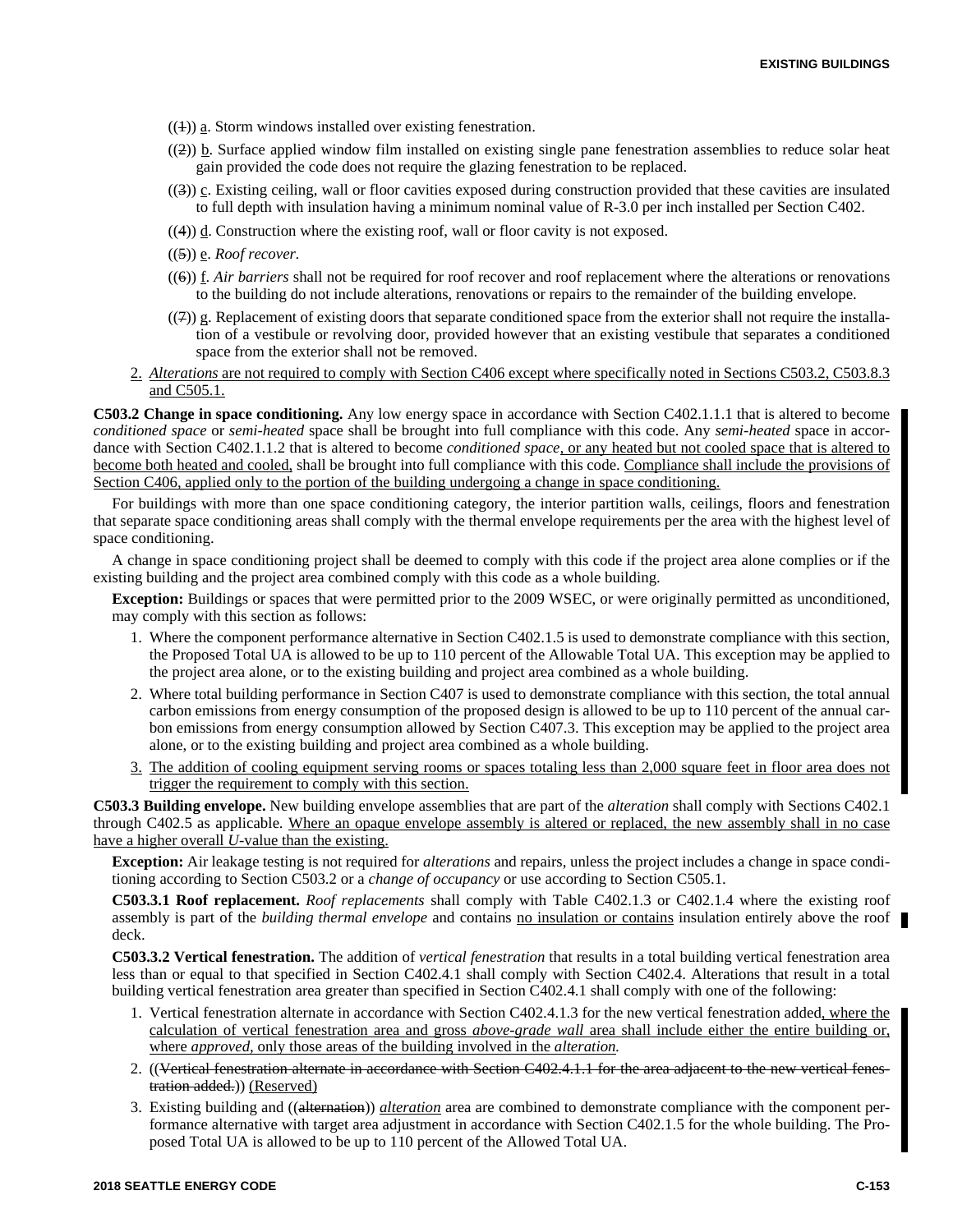((~~1~~)) a. Storm windows installed over existing fenestration.

((~~2~~)) b. Surface applied window film installed on existing single pane fenestration assemblies to reduce solar heat gain provided the code does not require the glazing fenestration to be replaced.

((~~3~~)) c. Existing ceiling, wall or floor cavities exposed during construction provided that these cavities are insulated to full depth with insulation having a minimum nominal value of R-3.0 per inch installed per Section C402.

((~~4~~)) d. Construction where the existing roof, wall or floor cavity is not exposed.

((~~5~~)) e. *Roof recover.*

((~~6~~)) f. *Air barriers* shall not be required for roof recover and roof replacement where the alterations or renovations to the building do not include alterations, renovations or repairs to the remainder of the building envelope.

((~~7~~)) g. Replacement of existing doors that separate conditioned space from the exterior shall not require the installation of a vestibule or revolving door, provided however that an existing vestibule that separates a conditioned space from the exterior shall not be removed.

2. *Alterations* are not required to comply with Section C406 except where specifically noted in Sections C503.2, C503.8.3 and C505.1.

**C503.2 Change in space conditioning.** Any low energy space in accordance with Section C402.1.1.1 that is altered to become *conditioned space* or *semi-heated* space shall be brought into full compliance with this code. Any *semi-heated* space in accordance with Section C402.1.1.2 that is altered to become *conditioned space*, or any heated but not cooled space that is altered to become both heated and cooled, shall be brought into full compliance with this code. Compliance shall include the provisions of Section C406, applied only to the portion of the building undergoing a change in space conditioning.

For buildings with more than one space conditioning category, the interior partition walls, ceilings, floors and fenestration that separate space conditioning areas shall comply with the thermal envelope requirements per the area with the highest level of space conditioning.

A change in space conditioning project shall be deemed to comply with this code if the project area alone complies or if the existing building and the project area combined comply with this code as a whole building.

**Exception:** Buildings or spaces that were permitted prior to the 2009 WSEC, or were originally permitted as unconditioned, may comply with this section as follows:

1. Where the component performance alternative in Section C402.1.5 is used to demonstrate compliance with this section, the Proposed Total UA is allowed to be up to 110 percent of the Allowable Total UA. This exception may be applied to the project area alone, or to the existing building and project area combined as a whole building.
2. Where total building performance in Section C407 is used to demonstrate compliance with this section, the total annual carbon emissions from energy consumption of the proposed design is allowed to be up to 110 percent of the annual carbon emissions from energy consumption allowed by Section C407.3. This exception may be applied to the project area alone, or to the existing building and project area combined as a whole building.
3. The addition of cooling equipment serving rooms or spaces totaling less than 2,000 square feet in floor area does not trigger the requirement to comply with this section.

**C503.3 Building envelope.** New building envelope assemblies that are part of the *alteration* shall comply with Sections C402.1 through C402.5 as applicable. Where an opaque envelope assembly is altered or replaced, the new assembly shall in no case have a higher overall *U*-value than the existing.

**Exception:** Air leakage testing is not required for *alterations* and repairs, unless the project includes a change in space conditioning according to Section C503.2 or a *change of occupancy* or use according to Section C505.1.

**C503.3.1 Roof replacement.** *Roof replacements* shall comply with Table C402.1.3 or C402.1.4 where the existing roof assembly is part of the *building thermal envelope* and contains no insulation or contains insulation entirely above the roof deck.

**C503.3.2 Vertical fenestration.** The addition of *vertical fenestration* that results in a total building vertical fenestration area less than or equal to that specified in Section C402.4.1 shall comply with Section C402.4. Alterations that result in a total building vertical fenestration area greater than specified in Section C402.4.1 shall comply with one of the following:

1. Vertical fenestration alternate in accordance with Section C402.4.1.3 for the new vertical fenestration added, where the calculation of vertical fenestration area and gross *above-grade wall* area shall include either the entire building or, where *approved,* only those areas of the building involved in the *alteration.*
2. ((~~Vertical fenestration alternate in accordance with Section C402.4.1.1 for the area adjacent to the new vertical fenestration added.~~)) (Reserved)
3. Existing building and ((~~alternation~~)) *alteration* area are combined to demonstrate compliance with the component performance alternative with target area adjustment in accordance with Section C402.1.5 for the whole building. The Proposed Total UA is allowed to be up to 110 percent of the Allowed Total UA.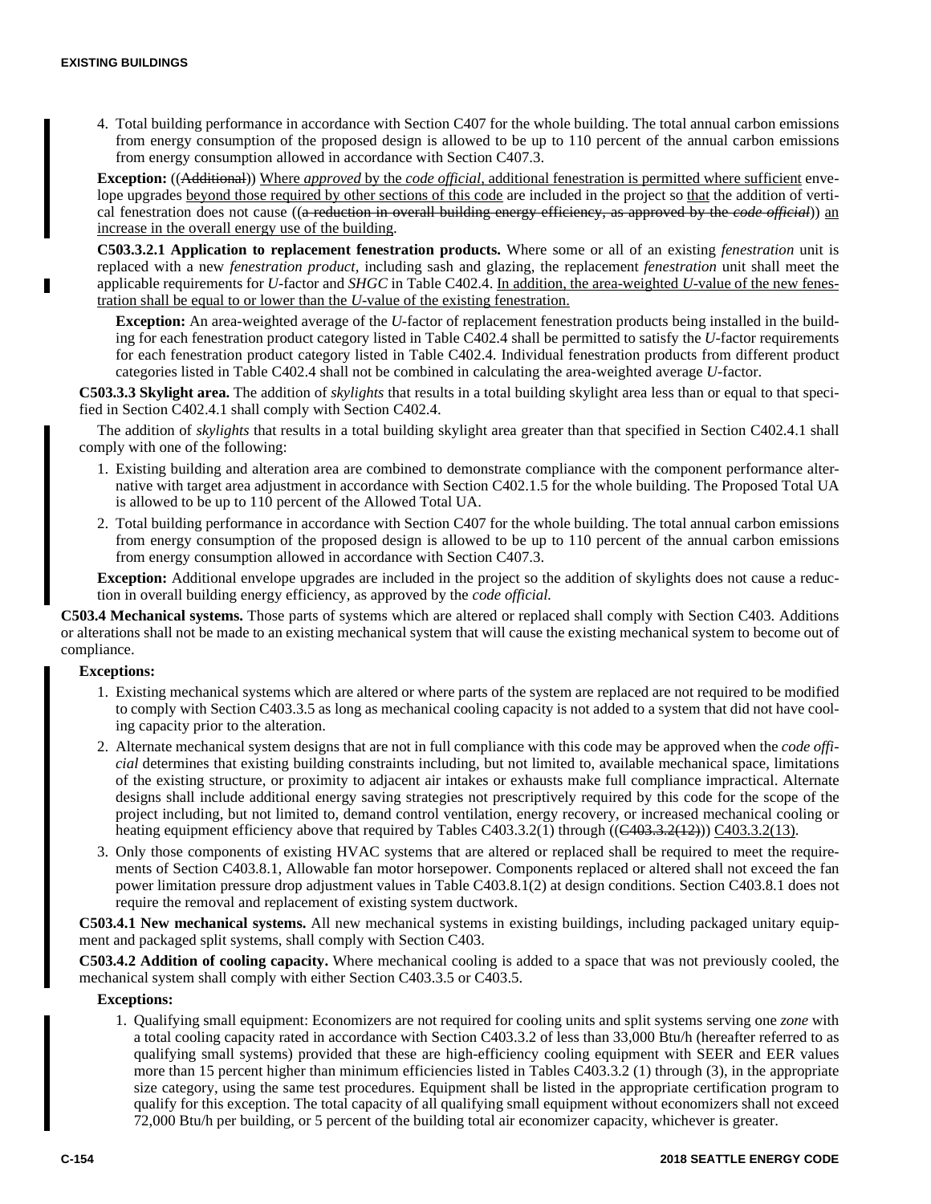4. Total building performance in accordance with Section C407 for the whole building. The total annual carbon emissions from energy consumption of the proposed design is allowed to be up to 110 percent of the annual carbon emissions from energy consumption allowed in accordance with Section C407.3.

**Exception:** ((~~Additional~~)) Where *approved* by the *code official*, additional fenestration is permitted where sufficient envelope upgrades beyond those required by other sections of this code are included in the project so that the addition of vertical fenestration does not cause ((~~a reduction in overall building energy efficiency, as approved by the~~ ~~*code official*~~)) an increase in the overall energy use of the building.

**C503.3.2.1 Application to replacement fenestration products.** Where some or all of an existing *fenestration* unit is replaced with a new *fenestration product*, including sash and glazing, the replacement *fenestration* unit shall meet the applicable requirements for *U*-factor and *SHGC* in Table C402.4. In addition, the area-weighted *U*-value of the new fenestration shall be equal to or lower than the *U*-value of the existing fenestration.

**Exception:** An area-weighted average of the *U*-factor of replacement fenestration products being installed in the building for each fenestration product category listed in Table C402.4 shall be permitted to satisfy the *U*-factor requirements for each fenestration product category listed in Table C402.4. Individual fenestration products from different product categories listed in Table C402.4 shall not be combined in calculating the area-weighted average *U*-factor.

**C503.3.3 Skylight area.** The addition of *skylights* that results in a total building skylight area less than or equal to that specified in Section C402.4.1 shall comply with Section C402.4.

The addition of *skylights* that results in a total building skylight area greater than that specified in Section C402.4.1 shall comply with one of the following:

1. Existing building and alteration area are combined to demonstrate compliance with the component performance alternative with target area adjustment in accordance with Section C402.1.5 for the whole building. The Proposed Total UA is allowed to be up to 110 percent of the Allowed Total UA.
2. Total building performance in accordance with Section C407 for the whole building. The total annual carbon emissions from energy consumption of the proposed design is allowed to be up to 110 percent of the annual carbon emissions from energy consumption allowed in accordance with Section C407.3.

**Exception:** Additional envelope upgrades are included in the project so the addition of skylights does not cause a reduction in overall building energy efficiency, as approved by the *code official.*

**C503.4 Mechanical systems.** Those parts of systems which are altered or replaced shall comply with Section C403. Additions or alterations shall not be made to an existing mechanical system that will cause the existing mechanical system to become out of compliance.

**Exceptions:**

1. Existing mechanical systems which are altered or where parts of the system are replaced are not required to be modified to comply with Section C403.3.5 as long as mechanical cooling capacity is not added to a system that did not have cooling capacity prior to the alteration.
2. Alternate mechanical system designs that are not in full compliance with this code may be approved when the *code official* determines that existing building constraints including, but not limited to, available mechanical space, limitations of the existing structure, or proximity to adjacent air intakes or exhausts make full compliance impractical. Alternate designs shall include additional energy saving strategies not prescriptively required by this code for the scope of the project including, but not limited to, demand control ventilation, energy recovery, or increased mechanical cooling or heating equipment efficiency above that required by Tables C403.3.2(1) through ((~~C403.3.2(12)~~)) C403.3.2(13).
3. Only those components of existing HVAC systems that are altered or replaced shall be required to meet the requirements of Section C403.8.1, Allowable fan motor horsepower. Components replaced or altered shall not exceed the fan power limitation pressure drop adjustment values in Table C403.8.1(2) at design conditions. Section C403.8.1 does not require the removal and replacement of existing system ductwork.

**C503.4.1 New mechanical systems.** All new mechanical systems in existing buildings, including packaged unitary equipment and packaged split systems, shall comply with Section C403.

**C503.4.2 Addition of cooling capacity.** Where mechanical cooling is added to a space that was not previously cooled, the mechanical system shall comply with either Section C403.3.5 or C403.5.

**Exceptions:**

1. Qualifying small equipment: Economizers are not required for cooling units and split systems serving one *zone* with a total cooling capacity rated in accordance with Section C403.3.2 of less than 33,000 Btu/h (hereafter referred to as qualifying small systems) provided that these are high-efficiency cooling equipment with SEER and EER values more than 15 percent higher than minimum efficiencies listed in Tables C403.3.2 (1) through (3), in the appropriate size category, using the same test procedures. Equipment shall be listed in the appropriate certification program to qualify for this exception. The total capacity of all qualifying small equipment without economizers shall not exceed 72,000 Btu/h per building, or 5 percent of the building total air economizer capacity, whichever is greater.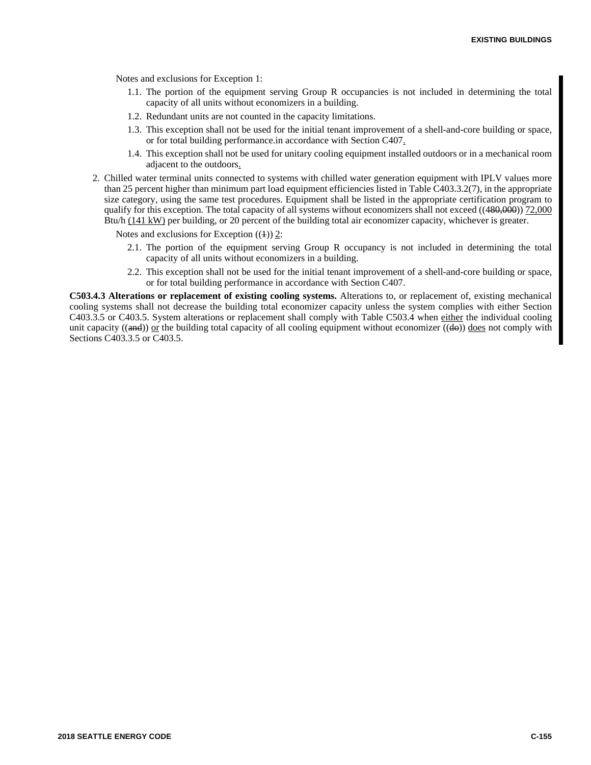Notes and exclusions for Exception 1:

1.1. The portion of the equipment serving Group R occupancies is not included in determining the total capacity of all units without economizers in a building.

1.2. Redundant units are not counted in the capacity limitations.

1.3. This exception shall not be used for the initial tenant improvement of a shell-and-core building or space, or for total building performance.in accordance with Section C407.

1.4. This exception shall not be used for unitary cooling equipment installed outdoors or in a mechanical room adjacent to the outdoors.

2. Chilled water terminal units connected to systems with chilled water generation equipment with IPLV values more than 25 percent higher than minimum part load equipment efficiencies listed in Table C403.3.2(7), in the appropriate size category, using the same test procedures. Equipment shall be listed in the appropriate certification program to qualify for this exception. The total capacity of all systems without economizers shall not exceed ((480,000)) 72,000 Btu/h (141 kW) per building, or 20 percent of the building total air economizer capacity, whichever is greater.

   Notes and exclusions for Exception ((1)) 2:

   2.1. The portion of the equipment serving Group R occupancy is not included in determining the total capacity of all units without economizers in a building.

   2.2. This exception shall not be used for the initial tenant improvement of a shell-and-core building or space, or for total building performance in accordance with Section C407.

**C503.4.3 Alterations or replacement of existing cooling systems.** Alterations to, or replacement of, existing mechanical cooling systems shall not decrease the building total economizer capacity unless the system complies with either Section C403.3.5 or C403.5. System alterations or replacement shall comply with Table C503.4 when either the individual cooling unit capacity ((and)) or the building total capacity of all cooling equipment without economizer ((do)) does not comply with Sections C403.3.5 or C403.5.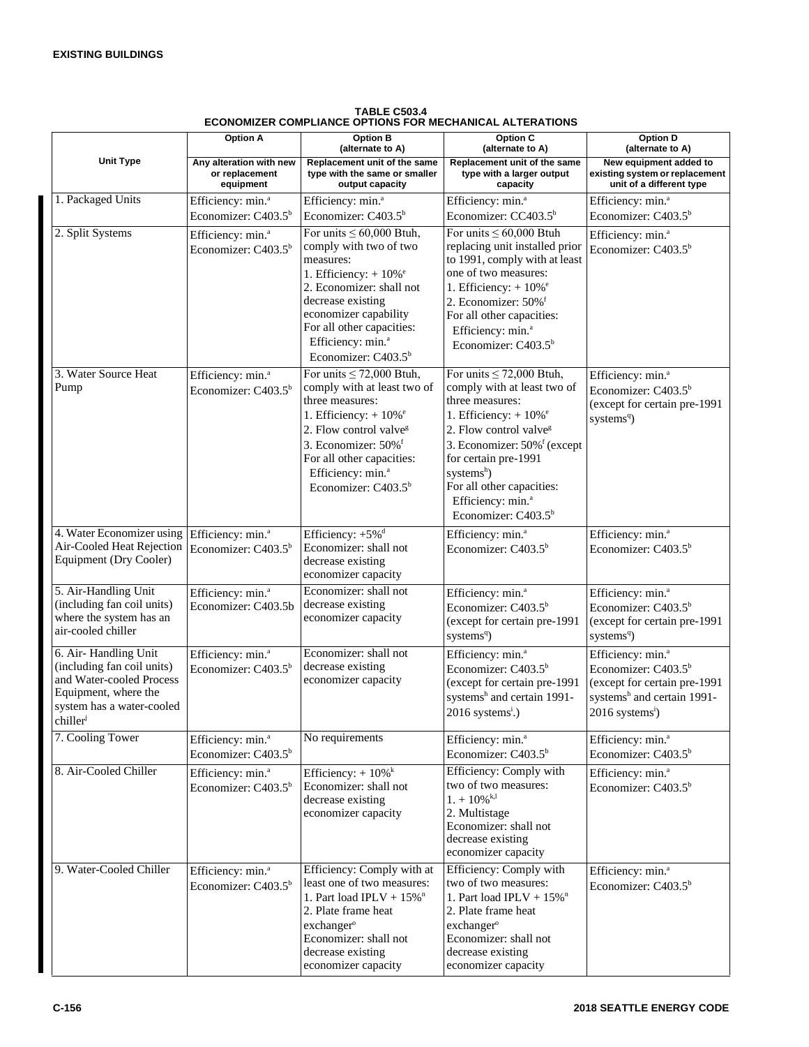**TABLE C503.4**
**ECONOMIZER COMPLIANCE OPTIONS FOR MECHANICAL ALTERATIONS**

| Unit Type | Option A<br>Any alteration with new or replacement equipment | Option B (alternate to A)<br>Replacement unit of the same type with the same or smaller output capacity | Option C (alternate to A)<br>Replacement unit of the same type with a larger output capacity | Option D (alternate to A)<br>New equipment added to existing system or replacement unit of a different type |
|---|---|---|---|---|
| 1. Packaged Units | Efficiency: min.[a]<br>Economizer: C403.5[b] | Efficiency: min.[a]<br>Economizer: C403.5[b] | Efficiency: min.[a]<br>Economizer: CC403.5[b] | Efficiency: min.[a]<br>Economizer: C403.5[b] |
| 2. Split Systems | Efficiency: min.[a]<br>Economizer: C403.5[b] | For units ≤ 60,000 Btuh, comply with two of two measures:<br>1. Efficiency: + 10%[e]<br>2. Economizer: shall not decrease existing economizer capability<br>For all other capacities:<br>Efficiency: min.[a]<br>Economizer: C403.5[b] | For units ≤ 60,000 Btuh replacing unit installed prior to 1991, comply with at least one of two measures:<br>1. Efficiency: + 10%[e]<br>2. Economizer: 50%[f]<br>For all other capacities:<br>Efficiency: min.[a]<br>Economizer: C403.5[b] | Efficiency: min.[a]<br>Economizer: C403.5[b] |
| 3. Water Source Heat Pump | Efficiency: min.[a]<br>Economizer: C403.5[b] | For units ≤ 72,000 Btuh, comply with at least two of three measures:<br>1. Efficiency: + 10%[e]<br>2. Flow control valve[g]<br>3. Economizer: 50%[f]<br>For all other capacities:<br>Efficiency: min.[a]<br>Economizer: C403.5[b] | For units ≤ 72,000 Btuh, comply with at least two of three measures:<br>1. Efficiency: + 10%[e]<br>2. Flow control valve[g]<br>3. Economizer: 50%[f] (except for certain pre-1991 systems[h])<br>For all other capacities:<br>Efficiency: min.[a]<br>Economizer: C403.5[b] | Efficiency: min.[a]<br>Economizer: C403.5[b]<br>(except for certain pre-1991 systems[q]) |
| 4. Water Economizer using Air-Cooled Heat Rejection Equipment (Dry Cooler) | Efficiency: min.[a]<br>Economizer: C403.5[b] | Efficiency: +5%[d]<br>Economizer: shall not decrease existing economizer capacity | Efficiency: min.[a]<br>Economizer: C403.5[b] | Efficiency: min.[a]<br>Economizer: C403.5[b] |
| 5. Air-Handling Unit (including fan coil units) where the system has an air-cooled chiller | Efficiency: min.[a]<br>Economizer: C403.5b | Economizer: shall not decrease existing economizer capacity | Efficiency: min.[a]<br>Economizer: C403.5[b]<br>(except for certain pre-1991 systems[q]) | Efficiency: min.[a]<br>Economizer: C403.5[b]<br>(except for certain pre-1991 systems[q]) |
| 6. Air- Handling Unit (including fan coil units) and Water-cooled Process Equipment, where the system has a water-cooled chiller[j] | Efficiency: min.[a]<br>Economizer: C403.5[b] | Economizer: shall not decrease existing economizer capacity | Efficiency: min.[a]<br>Economizer: C403.5[b]<br>(except for certain pre-1991 systems[h] and certain 1991-2016 systems[i].) | Efficiency: min.[a]<br>Economizer: C403.5[b]<br>(except for certain pre-1991 systems[h] and certain 1991-2016 systems[i]) |
| 7. Cooling Tower | Efficiency: min.[a]<br>Economizer: C403.5[b] | No requirements | Efficiency: min.[a]<br>Economizer: C403.5[b] | Efficiency: min.[a]<br>Economizer: C403.5[b] |
| 8. Air-Cooled Chiller | Efficiency: min.[a]<br>Economizer: C403.5[b] | Efficiency: + 10%[k]<br>Economizer: shall not decrease existing economizer capacity | Efficiency: Comply with two of two measures:<br>1. + 10%[k,l]<br>2. Multistage<br>Economizer: shall not decrease existing economizer capacity | Efficiency: min.[a]<br>Economizer: C403.5[b] |
| 9. Water-Cooled Chiller | Efficiency: min.[a]<br>Economizer: C403.5[b] | Efficiency: Comply with at least one of two measures:<br>1. Part load IPLV + 15%[n]<br>2. Plate frame heat exchanger[o]<br>Economizer: shall not decrease existing economizer capacity | Efficiency: Comply with two of two measures:<br>1. Part load IPLV + 15%[n]<br>2. Plate frame heat exchanger[o]<br>Economizer: shall not decrease existing economizer capacity | Efficiency: min.[a]<br>Economizer: C403.5[b] |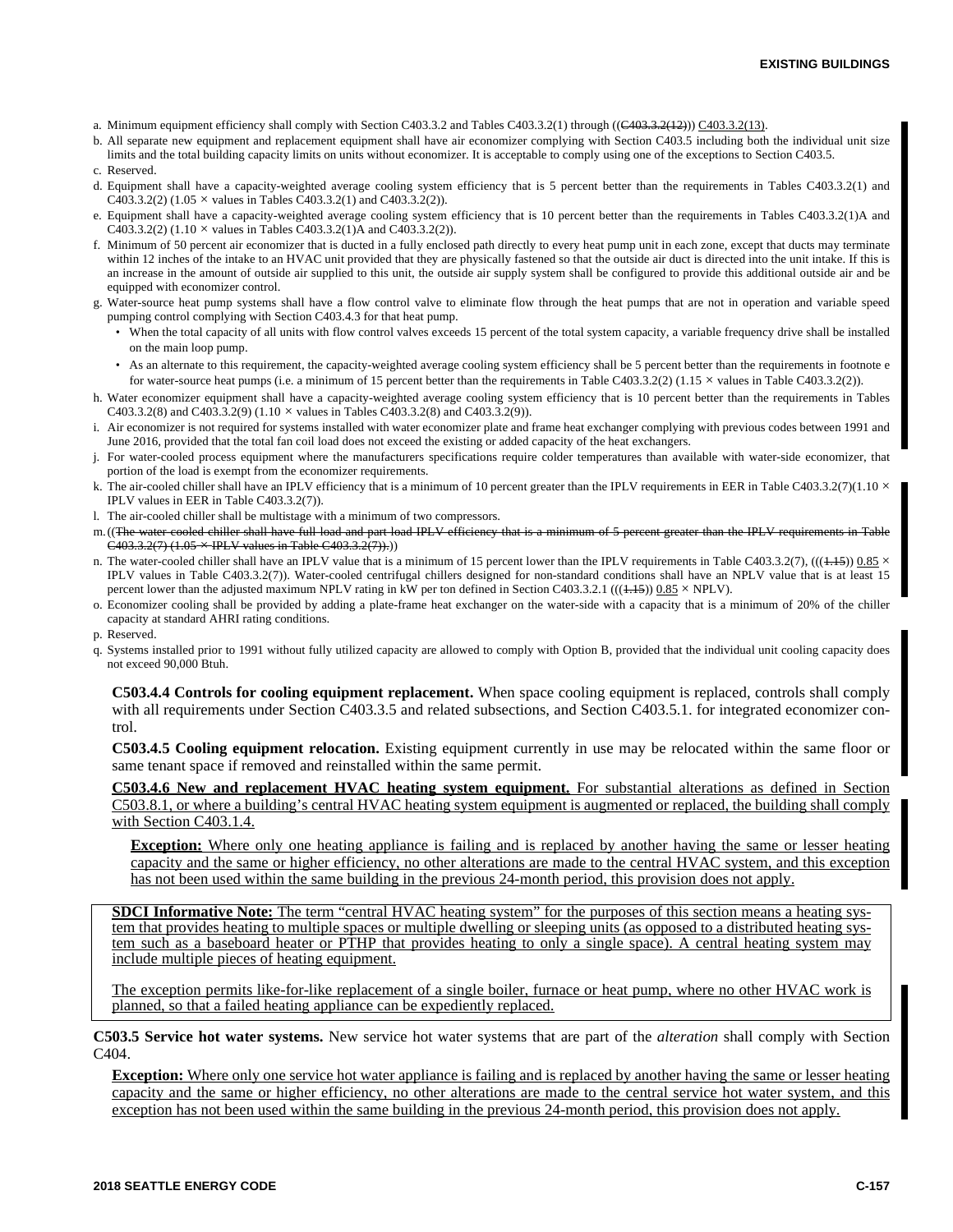a. Minimum equipment efficiency shall comply with Section C403.3.2 and Tables C403.3.2(1) through ((~~C403.3.2(12)~~)) C403.3.2(13).

b. All separate new equipment and replacement equipment shall have air economizer complying with Section C403.5 including both the individual unit size limits and the total building capacity limits on units without economizer. It is acceptable to comply using one of the exceptions to Section C403.5.

c. Reserved.

d. Equipment shall have a capacity-weighted average cooling system efficiency that is 5 percent better than the requirements in Tables C403.3.2(1) and C403.3.2(2) (1.05 × values in Tables C403.3.2(1) and C403.3.2(2)).

e. Equipment shall have a capacity-weighted average cooling system efficiency that is 10 percent better than the requirements in Tables C403.3.2(1)A and C403.3.2(2) (1.10 × values in Tables C403.3.2(1)A and C403.3.2(2)).

f. Minimum of 50 percent air economizer that is ducted in a fully enclosed path directly to every heat pump unit in each zone, except that ducts may terminate within 12 inches of the intake to an HVAC unit provided that they are physically fastened so that the outside air duct is directed into the unit intake. If this is an increase in the amount of outside air supplied to this unit, the outside air supply system shall be configured to provide this additional outside air and be equipped with economizer control.

g. Water-source heat pump systems shall have a flow control valve to eliminate flow through the heat pumps that are not in operation and variable speed pumping control complying with Section C403.4.3 for that heat pump.
   - When the total capacity of all units with flow control valves exceeds 15 percent of the total system capacity, a variable frequency drive shall be installed on the main loop pump.
   - As an alternate to this requirement, the capacity-weighted average cooling system efficiency shall be 5 percent better than the requirements in footnote e for water-source heat pumps (i.e. a minimum of 15 percent better than the requirements in Table C403.3.2(2) (1.15 × values in Table C403.3.2(2)).

h. Water economizer equipment shall have a capacity-weighted average cooling system efficiency that is 10 percent better than the requirements in Tables C403.3.2(8) and C403.3.2(9) (1.10 × values in Tables C403.3.2(8) and C403.3.2(9)).

i. Air economizer is not required for systems installed with water economizer plate and frame heat exchanger complying with previous codes between 1991 and June 2016, provided that the total fan coil load does not exceed the existing or added capacity of the heat exchangers.

j. For water-cooled process equipment where the manufacturers specifications require colder temperatures than available with water-side economizer, that portion of the load is exempt from the economizer requirements.

k. The air-cooled chiller shall have an IPLV efficiency that is a minimum of 10 percent greater than the IPLV requirements in EER in Table C403.3.2(7)(1.10 × IPLV values in EER in Table C403.3.2(7)).

l. The air-cooled chiller shall be multistage with a minimum of two compressors.

m. ((~~The water-cooled chiller shall have full load and part load IPLV efficiency that is a minimum of 5 percent greater than the IPLV requirements in Table C403.3.2(7) (1.05 × IPLV values in Table C403.3.2(7)).~~))

n. The water-cooled chiller shall have an IPLV value that is a minimum of 15 percent lower than the IPLV requirements in Table C403.3.2(7), (((~~1.15~~)) 0.85 × IPLV values in Table C403.3.2(7)). Water-cooled centrifugal chillers designed for non-standard conditions shall have an NPLV value that is at least 15 percent lower than the adjusted maximum NPLV rating in kW per ton defined in Section C403.3.2.1 (((~~1.15~~)) 0.85 × NPLV).

o. Economizer cooling shall be provided by adding a plate-frame heat exchanger on the water-side with a capacity that is a minimum of 20% of the chiller capacity at standard AHRI rating conditions.

p. Reserved.

q. Systems installed prior to 1991 without fully utilized capacity are allowed to comply with Option B, provided that the individual unit cooling capacity does not exceed 90,000 Btuh.

**C503.4.4 Controls for cooling equipment replacement.** When space cooling equipment is replaced, controls shall comply with all requirements under Section C403.3.5 and related subsections, and Section C403.5.1. for integrated economizer control.

**C503.4.5 Cooling equipment relocation.** Existing equipment currently in use may be relocated within the same floor or same tenant space if removed and reinstalled within the same permit.

**C503.4.6 New and replacement HVAC heating system equipment.** For substantial alterations as defined in Section C503.8.1, or where a building's central HVAC heating system equipment is augmented or replaced, the building shall comply with Section C403.1.4.

**Exception:** Where only one heating appliance is failing and is replaced by another having the same or lesser heating capacity and the same or higher efficiency, no other alterations are made to the central HVAC system, and this exception has not been used within the same building in the previous 24-month period, this provision does not apply.

**SDCI Informative Note:** The term "central HVAC heating system" for the purposes of this section means a heating system that provides heating to multiple spaces or multiple dwelling or sleeping units (as opposed to a distributed heating system such as a baseboard heater or PTHP that provides heating to only a single space). A central heating system may include multiple pieces of heating equipment.

The exception permits like-for-like replacement of a single boiler, furnace or heat pump, where no other HVAC work is planned, so that a failed heating appliance can be expediently replaced.

**C503.5 Service hot water systems.** New service hot water systems that are part of the *alteration* shall comply with Section C404.

**Exception:** Where only one service hot water appliance is failing and is replaced by another having the same or lesser heating capacity and the same or higher efficiency, no other alterations are made to the central service hot water system, and this exception has not been used within the same building in the previous 24-month period, this provision does not apply.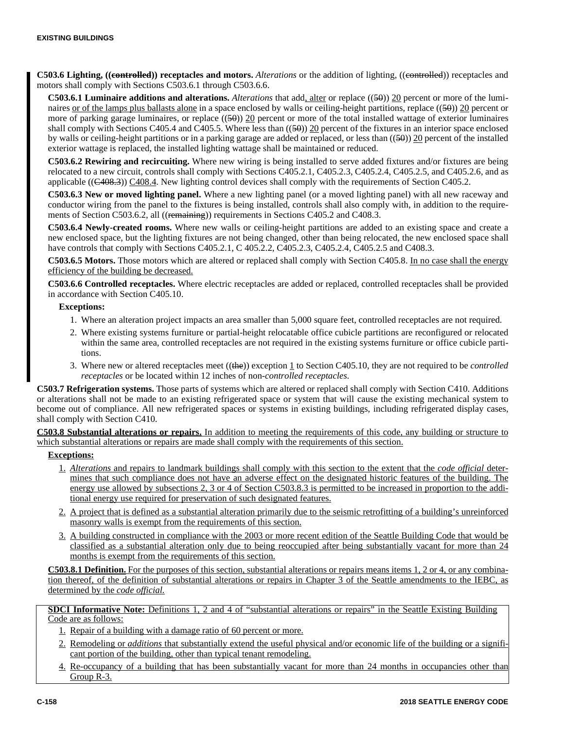**C503.6 Lighting, ((~~controlled~~)) receptacles and motors.** *Alterations* or the addition of lighting, ((~~controlled~~)) receptacles and motors shall comply with Sections C503.6.1 through C503.6.6.

**C503.6.1 Luminaire additions and alterations.** *Alterations* that add, alter or replace ((~~50~~)) 20 percent or more of the luminaires or of the lamps plus ballasts alone in a space enclosed by walls or ceiling-height partitions, replace ((~~50~~)) 20 percent or more of parking garage luminaires, or replace ((~~50~~)) 20 percent or more of the total installed wattage of exterior luminaires shall comply with Sections C405.4 and C405.5. Where less than ((~~50~~)) 20 percent of the fixtures in an interior space enclosed by walls or ceiling-height partitions or in a parking garage are added or replaced, or less than ((~~50~~)) 20 percent of the installed exterior wattage is replaced, the installed lighting wattage shall be maintained or reduced.

**C503.6.2 Rewiring and recircuiting.** Where new wiring is being installed to serve added fixtures and/or fixtures are being relocated to a new circuit, controls shall comply with Sections C405.2.1, C405.2.3, C405.2.4, C405.2.5, and C405.2.6, and as applicable ((~~C408.3~~)) C408.4. New lighting control devices shall comply with the requirements of Section C405.2.

**C503.6.3 New or moved lighting panel.** Where a new lighting panel (or a moved lighting panel) with all new raceway and conductor wiring from the panel to the fixtures is being installed, controls shall also comply with, in addition to the requirements of Section C503.6.2, all ((~~remaining~~)) requirements in Sections C405.2 and C408.3.

**C503.6.4 Newly-created rooms.** Where new walls or ceiling-height partitions are added to an existing space and create a new enclosed space, but the lighting fixtures are not being changed, other than being relocated, the new enclosed space shall have controls that comply with Sections C405.2.1, C 405.2.2, C405.2.3, C405.2.4, C405.2.5 and C408.3.

**C503.6.5 Motors.** Those motors which are altered or replaced shall comply with Section C405.8. In no case shall the energy efficiency of the building be decreased.

**C503.6.6 Controlled receptacles.** Where electric receptacles are added or replaced, controlled receptacles shall be provided in accordance with Section C405.10.

**Exceptions:**

1. Where an alteration project impacts an area smaller than 5,000 square feet, controlled receptacles are not required.
2. Where existing systems furniture or partial-height relocatable office cubicle partitions are reconfigured or relocated within the same area, controlled receptacles are not required in the existing systems furniture or office cubicle partitions.
3. Where new or altered receptacles meet ((~~the~~)) exception 1 to Section C405.10, they are not required to be *controlled receptacles* or be located within 12 inches of non-*controlled receptacles*.

**C503.7 Refrigeration systems.** Those parts of systems which are altered or replaced shall comply with Section C410. Additions or alterations shall not be made to an existing refrigerated space or system that will cause the existing mechanical system to become out of compliance. All new refrigerated spaces or systems in existing buildings, including refrigerated display cases, shall comply with Section C410.

**C503.8 Substantial alterations or repairs.** In addition to meeting the requirements of this code, any building or structure to which substantial alterations or repairs are made shall comply with the requirements of this section.

**Exceptions:**

1. *Alterations* and repairs to landmark buildings shall comply with this section to the extent that the *code official* determines that such compliance does not have an adverse effect on the designated historic features of the building. The energy use allowed by subsections 2, 3 or 4 of Section C503.8.3 is permitted to be increased in proportion to the additional energy use required for preservation of such designated features.
2. A project that is defined as a substantial alteration primarily due to the seismic retrofitting of a building's unreinforced masonry walls is exempt from the requirements of this section.
3. A building constructed in compliance with the 2003 or more recent edition of the Seattle Building Code that would be classified as a substantial alteration only due to being reoccupied after being substantially vacant for more than 24 months is exempt from the requirements of this section.

**C503.8.1 Definition.** For the purposes of this section, substantial alterations or repairs means items 1, 2 or 4, or any combination thereof, of the definition of substantial alterations or repairs in Chapter 3 of the Seattle amendments to the IEBC, as determined by the *code official.*

**SDCI Informative Note:** Definitions 1, 2 and 4 of "substantial alterations or repairs" in the Seattle Existing Building Code are as follows:

1. Repair of a building with a damage ratio of 60 percent or more.
2. Remodeling or *additions* that substantially extend the useful physical and/or economic life of the building or a significant portion of the building, other than typical tenant remodeling.
4. Re-occupancy of a building that has been substantially vacant for more than 24 months in occupancies other than Group R-3.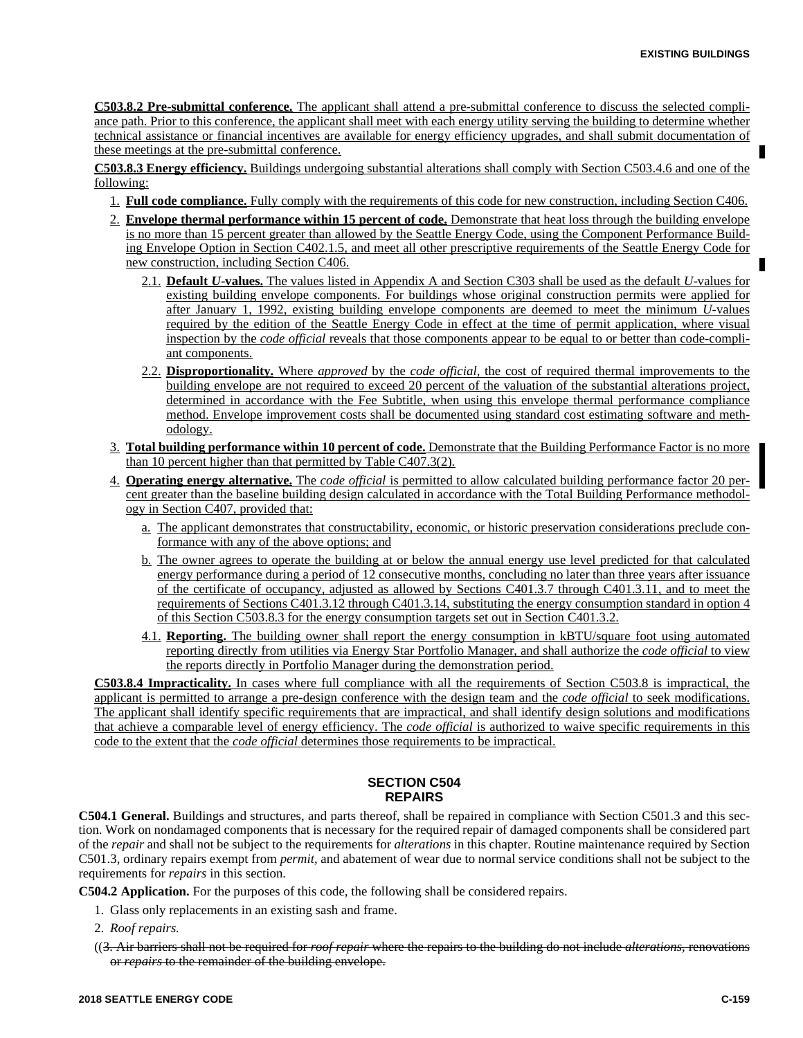**C503.8.2 Pre-submittal conference.** The applicant shall attend a pre-submittal conference to discuss the selected compliance path. Prior to this conference, the applicant shall meet with each energy utility serving the building to determine whether technical assistance or financial incentives are available for energy efficiency upgrades, and shall submit documentation of these meetings at the pre-submittal conference.

**C503.8.3 Energy efficiency.** Buildings undergoing substantial alterations shall comply with Section C503.4.6 and one of the following:

1. **Full code compliance.** Fully comply with the requirements of this code for new construction, including Section C406.
2. **Envelope thermal performance within 15 percent of code.** Demonstrate that heat loss through the building envelope is no more than 15 percent greater than allowed by the Seattle Energy Code, using the Component Performance Building Envelope Option in Section C402.1.5, and meet all other prescriptive requirements of the Seattle Energy Code for new construction, including Section C406.
   - 2.1. **Default *U*-values.** The values listed in Appendix A and Section C303 shall be used as the default *U*-values for existing building envelope components. For buildings whose original construction permits were applied for after January 1, 1992, existing building envelope components are deemed to meet the minimum *U*-values required by the edition of the Seattle Energy Code in effect at the time of permit application, where visual inspection by the *code official* reveals that those components appear to be equal to or better than code-compliant components.
   - 2.2. **Disproportionality.** Where *approved* by the *code official*, the cost of required thermal improvements to the building envelope are not required to exceed 20 percent of the valuation of the substantial alterations project, determined in accordance with the Fee Subtitle, when using this envelope thermal performance compliance method. Envelope improvement costs shall be documented using standard cost estimating software and methodology.
3. **Total building performance within 10 percent of code.** Demonstrate that the Building Performance Factor is no more than 10 percent higher than that permitted by Table C407.3(2).
4. **Operating energy alternative.** The *code official* is permitted to allow calculated building performance factor 20 percent greater than the baseline building design calculated in accordance with the Total Building Performance methodology in Section C407, provided that:
   - a. The applicant demonstrates that constructability, economic, or historic preservation considerations preclude conformance with any of the above options; and
   - b. The owner agrees to operate the building at or below the annual energy use level predicted for that calculated energy performance during a period of 12 consecutive months, concluding no later than three years after issuance of the certificate of occupancy, adjusted as allowed by Sections C401.3.7 through C401.3.11, and to meet the requirements of Sections C401.3.12 through C401.3.14, substituting the energy consumption standard in option 4 of this Section C503.8.3 for the energy consumption targets set out in Section C401.3.2.
   - 4.1. **Reporting.** The building owner shall report the energy consumption in kBTU/square foot using automated reporting directly from utilities via Energy Star Portfolio Manager, and shall authorize the *code official* to view the reports directly in Portfolio Manager during the demonstration period.

**C503.8.4 Impracticality.** In cases where full compliance with all the requirements of Section C503.8 is impractical, the applicant is permitted to arrange a pre-design conference with the design team and the *code official* to seek modifications. The applicant shall identify specific requirements that are impractical, and shall identify design solutions and modifications that achieve a comparable level of energy efficiency. The *code official* is authorized to waive specific requirements in this code to the extent that the *code official* determines those requirements to be impractical.

## SECTION C504 REPAIRS

**C504.1 General.** Buildings and structures, and parts thereof, shall be repaired in compliance with Section C501.3 and this section. Work on nondamaged components that is necessary for the required repair of damaged components shall be considered part of the *repair* and shall not be subject to the requirements for *alterations* in this chapter. Routine maintenance required by Section C501.3, ordinary repairs exempt from *permit*, and abatement of wear due to normal service conditions shall not be subject to the requirements for *repairs* in this section.

**C504.2 Application.** For the purposes of this code, the following shall be considered repairs.

1. Glass only replacements in an existing sash and frame.
2. *Roof repairs.*

((~~3. Air barriers shall not be required for *roof repair* where the repairs to the building do not include *alterations*, renovations or *repairs* to the remainder of the building envelope.~~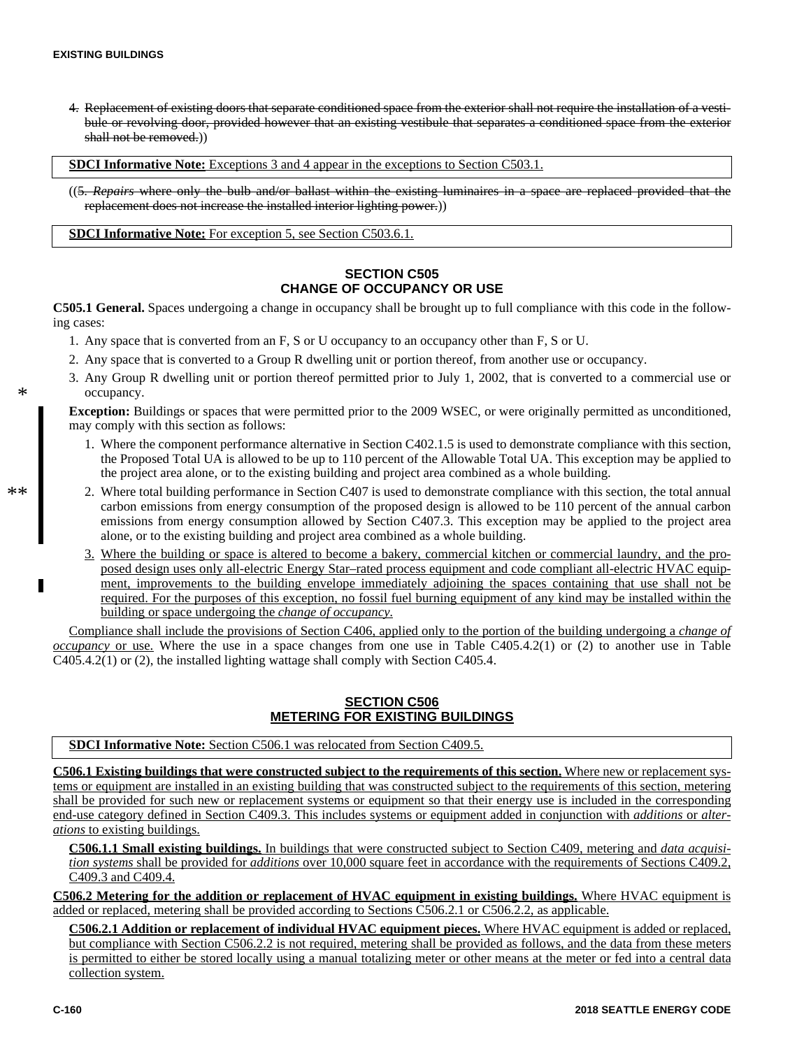4. ~~Replacement of existing doors that separate conditioned space from the exterior shall not require the installation of a vestibule or revolving door, provided however that an existing vestibule that separates a conditioned space from the exterior shall not be removed.~~))

**SDCI Informative Note:** Exceptions 3 and 4 appear in the exceptions to Section C503.1.

((~~5. *Repairs* where only the bulb and/or ballast within the existing luminaires in a space are replaced provided that the replacement does not increase the installed interior lighting power.~~))

**SDCI Informative Note:** For exception 5, see Section C503.6.1.

## SECTION C505
## CHANGE OF OCCUPANCY OR USE

**C505.1 General.** Spaces undergoing a change in occupancy shall be brought up to full compliance with this code in the following cases:

1. Any space that is converted from an F, S or U occupancy to an occupancy other than F, S or U.
2. Any space that is converted to a Group R dwelling unit or portion thereof, from another use or occupancy.
3. Any Group R dwelling unit or portion thereof permitted prior to July 1, 2002, that is converted to a commercial use or occupancy.

**Exception:** Buildings or spaces that were permitted prior to the 2009 WSEC, or were originally permitted as unconditioned, may comply with this section as follows:

1. Where the component performance alternative in Section C402.1.5 is used to demonstrate compliance with this section, the Proposed Total UA is allowed to be up to 110 percent of the Allowable Total UA. This exception may be applied to the project area alone, or to the existing building and project area combined as a whole building.
2. Where total building performance in Section C407 is used to demonstrate compliance with this section, the total annual carbon emissions from energy consumption of the proposed design is allowed to be 110 percent of the annual carbon emissions from energy consumption allowed by Section C407.3. This exception may be applied to the project area alone, or to the existing building and project area combined as a whole building.
3. <u>Where the building or space is altered to become a bakery, commercial kitchen or commercial laundry, and the proposed design uses only all-electric Energy Star–rated process equipment and code compliant all-electric HVAC equipment, improvements to the building envelope immediately adjoining the spaces containing that use shall not be required. For the purposes of this exception, no fossil fuel burning equipment of any kind may be installed within the building or space undergoing the *change of occupancy*.</u>

<u>Compliance shall include the provisions of Section C406, applied only to the portion of the building undergoing a *change of occupancy* or use.</u> Where the use in a space changes from one use in Table C405.4.2(1) or (2) to another use in Table C405.4.2(1) or (2), the installed lighting wattage shall comply with Section C405.4.

## <u>SECTION C506</u>
## <u>METERING FOR EXISTING BUILDINGS</u>

**SDCI Informative Note:** Section C506.1 was relocated from Section C409.5.

<u>**C506.1 Existing buildings that were constructed subject to the requirements of this section.** Where new or replacement systems or equipment are installed in an existing building that was constructed subject to the requirements of this section, metering shall be provided for such new or replacement systems or equipment so that their energy use is included in the corresponding end-use category defined in Section C409.3. This includes systems or equipment added in conjunction with *additions* or *alterations* to existing buildings.</u>

<u>**C506.1.1 Small existing buildings.** In buildings that were constructed subject to Section C409, metering and *data acquisition systems* shall be provided for *additions* over 10,000 square feet in accordance with the requirements of Sections C409.2, C409.3 and C409.4.</u>

<u>**C506.2 Metering for the addition or replacement of HVAC equipment in existing buildings.** Where HVAC equipment is added or replaced, metering shall be provided according to Sections C506.2.1 or C506.2.2, as applicable.</u>

<u>**C506.2.1 Addition or replacement of individual HVAC equipment pieces.** Where HVAC equipment is added or replaced, but compliance with Section C506.2.2 is not required, metering shall be provided as follows, and the data from these meters is permitted to either be stored locally using a manual totalizing meter or other means at the meter or fed into a central data collection system.</u>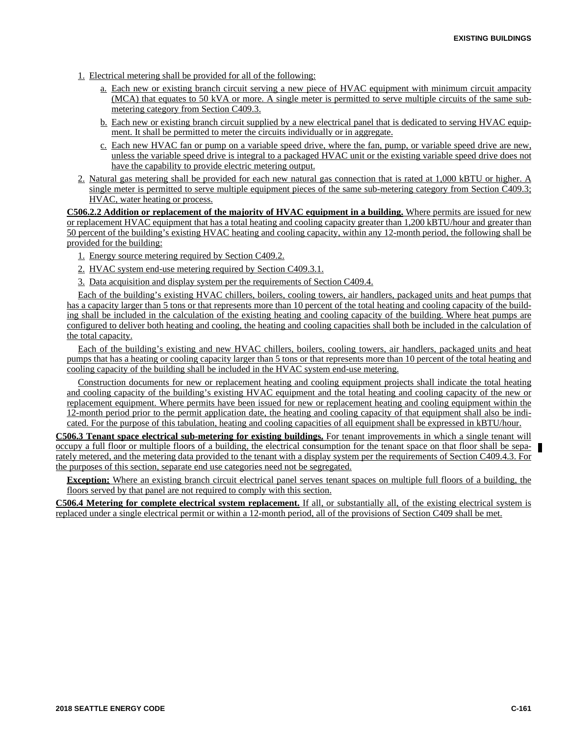1. Electrical metering shall be provided for all of the following:
   a. Each new or existing branch circuit serving a new piece of HVAC equipment with minimum circuit ampacity (MCA) that equates to 50 kVA or more. A single meter is permitted to serve multiple circuits of the same sub-metering category from Section C409.3.
   b. Each new or existing branch circuit supplied by a new electrical panel that is dedicated to serving HVAC equipment. It shall be permitted to meter the circuits individually or in aggregate.
   c. Each new HVAC fan or pump on a variable speed drive, where the fan, pump, or variable speed drive are new, unless the variable speed drive is integral to a packaged HVAC unit or the existing variable speed drive does not have the capability to provide electric metering output.
2. Natural gas metering shall be provided for each new natural gas connection that is rated at 1,000 kBTU or higher. A single meter is permitted to serve multiple equipment pieces of the same sub-metering category from Section C409.3; HVAC, water heating or process.

**C506.2.2 Addition or replacement of the majority of HVAC equipment in a building.** Where permits are issued for new or replacement HVAC equipment that has a total heating and cooling capacity greater than 1,200 kBTU/hour and greater than 50 percent of the building's existing HVAC heating and cooling capacity, within any 12-month period, the following shall be provided for the building:

1. Energy source metering required by Section C409.2.
2. HVAC system end-use metering required by Section C409.3.1.
3. Data acquisition and display system per the requirements of Section C409.4.

Each of the building's existing HVAC chillers, boilers, cooling towers, air handlers, packaged units and heat pumps that has a capacity larger than 5 tons or that represents more than 10 percent of the total heating and cooling capacity of the building shall be included in the calculation of the existing heating and cooling capacity of the building. Where heat pumps are configured to deliver both heating and cooling, the heating and cooling capacities shall both be included in the calculation of the total capacity.

Each of the building's existing and new HVAC chillers, boilers, cooling towers, air handlers, packaged units and heat pumps that has a heating or cooling capacity larger than 5 tons or that represents more than 10 percent of the total heating and cooling capacity of the building shall be included in the HVAC system end-use metering.

Construction documents for new or replacement heating and cooling equipment projects shall indicate the total heating and cooling capacity of the building's existing HVAC equipment and the total heating and cooling capacity of the new or replacement equipment. Where permits have been issued for new or replacement heating and cooling equipment within the 12-month period prior to the permit application date, the heating and cooling capacity of that equipment shall also be indicated. For the purpose of this tabulation, heating and cooling capacities of all equipment shall be expressed in kBTU/hour.

**C506.3 Tenant space electrical sub-metering for existing buildings.** For tenant improvements in which a single tenant will occupy a full floor or multiple floors of a building, the electrical consumption for the tenant space on that floor shall be separately metered, and the metering data provided to the tenant with a display system per the requirements of Section C409.4.3. For the purposes of this section, separate end use categories need not be segregated.

**Exception:** Where an existing branch circuit electrical panel serves tenant spaces on multiple full floors of a building, the floors served by that panel are not required to comply with this section.

**C506.4 Metering for complete electrical system replacement.** If all, or substantially all, of the existing electrical system is replaced under a single electrical permit or within a 12-month period, all of the provisions of Section C409 shall be met.